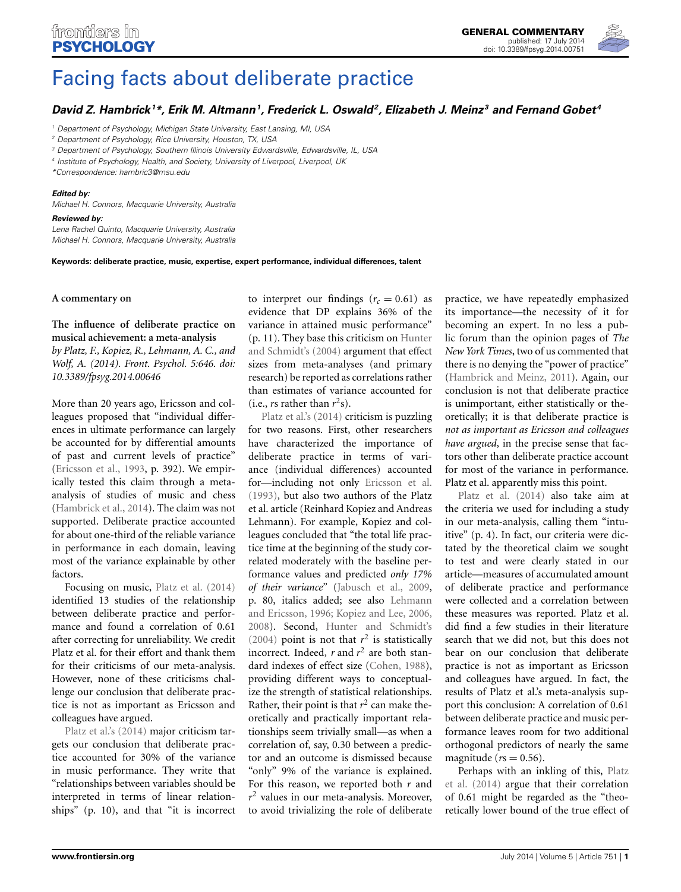GENERAL COMMENTARY
published: 17 July 2014
doi: 10.3389/fpsyg.2014.00751

# Facing facts about deliberate practice

***David Z. Hambrick[1]\*, Erik M. Altmann[1], Frederick L. Oswald[2], Elizabeth J. Meinz[3] and Fernand Gobet[4]***

[1] Department of Psychology, Michigan State University, East Lansing, MI, USA
[2] Department of Psychology, Rice University, Houston, TX, USA
[3] Department of Psychology, Southern Illinois University Edwardsville, Edwardsville, IL, USA
[4] Institute of Psychology, Health, and Society, University of Liverpool, Liverpool, UK
*Correspondence: hambric3@msu.edu

**Edited by:**
*Michael H. Connors, Macquarie University, Australia*

**Reviewed by:**
*Lena Rachel Quinto, Macquarie University, Australia*
*Michael H. Connors, Macquarie University, Australia*

**Keywords: deliberate practice, music, expertise, expert performance, individual differences, talent**

**A commentary on**

**The influence of deliberate practice on musical achievement: a meta-analysis**
*by Platz, F., Kopiez, R., Lehmann, A. C., and Wolf, A. (2014). Front. Psychol. 5:646. doi: 10.3389/fpsyg.2014.00646*

More than 20 years ago, Ericsson and colleagues proposed that "individual differences in ultimate performance can largely be accounted for by differential amounts of past and current levels of practice" (Ericsson et al., 1993, p. 392). We empirically tested this claim through a meta-analysis of studies of music and chess (Hambrick et al., 2014). The claim was not supported. Deliberate practice accounted for about one-third of the reliable variance in performance in each domain, leaving most of the variance explainable by other factors.

Focusing on music, Platz et al. (2014) identified 13 studies of the relationship between deliberate practice and performance and found a correlation of 0.61 after correcting for unreliability. We credit Platz et al. for their effort and thank them for their criticisms of our meta-analysis. However, none of these criticisms challenge our conclusion that deliberate practice is not as important as Ericsson and colleagues have argued.

Platz et al.'s (2014) major criticism targets our conclusion that deliberate practice accounted for 30% of the variance in music performance. They write that "relationships between variables should be interpreted in terms of linear relationships" (p. 10), and that "it is incorrect to interpret our findings ($r_c = 0.61$) as evidence that DP explains 36% of the variance in attained music performance" (p. 11). They base this criticism on Hunter and Schmidt's (2004) argument that effect sizes from meta-analyses (and primary research) be reported as correlations rather than estimates of variance accounted for (i.e., *r*s rather than $r^2$s).

Platz et al.'s (2014) criticism is puzzling for two reasons. First, other researchers have characterized the importance of deliberate practice in terms of variance (individual differences) accounted for—including not only Ericsson et al. (1993), but also two authors of the Platz et al. article (Reinhard Kopiez and Andreas Lehmann). For example, Kopiez and colleagues concluded that "the total life practice time at the beginning of the study correlated moderately with the baseline performance values and predicted *only 17% of their variance*" (Jabusch et al., 2009, p. 80, italics added; see also Lehmann and Ericsson, 1996; Kopiez and Lee, 2006, 2008). Second, Hunter and Schmidt's (2004) point is not that $r^2$ is statistically incorrect. Indeed, *r* and $r^2$ are both standard indexes of effect size (Cohen, 1988), providing different ways to conceptualize the strength of statistical relationships. Rather, their point is that $r^2$ can make theoretically and practically important relationships seem trivially small—as when a correlation of, say, 0.30 between a predictor and an outcome is dismissed because "only" 9% of the variance is explained. For this reason, we reported both *r* and $r^2$ values in our meta-analysis. Moreover, to avoid trivializing the role of deliberate practice, we have repeatedly emphasized its importance—the necessity of it for becoming an expert. In no less a public forum than the opinion pages of *The New York Times*, two of us commented that there is no denying the "power of practice" (Hambrick and Meinz, 2011). Again, our conclusion is not that deliberate practice is unimportant, either statistically or theoretically; it is that deliberate practice is *not as important as Ericsson and colleagues have argued*, in the precise sense that factors other than deliberate practice account for most of the variance in performance. Platz et al. apparently miss this point.

Platz et al. (2014) also take aim at the criteria we used for including a study in our meta-analysis, calling them "intuitive" (p. 4). In fact, our criteria were dictated by the theoretical claim we sought to test and were clearly stated in our article—measures of accumulated amount of deliberate practice and performance were collected and a correlation between these measures was reported. Platz et al. did find a few studies in their literature search that we did not, but this does not bear on our conclusion that deliberate practice is not as important as Ericsson and colleagues have argued. In fact, the results of Platz et al.'s meta-analysis support this conclusion: A correlation of 0.61 between deliberate practice and music performance leaves room for two additional orthogonal predictors of nearly the same magnitude (*r*s = 0.56).

Perhaps with an inkling of this, Platz et al. (2014) argue that their correlation of 0.61 might be regarded as the "theoretically lower bound of the true effect of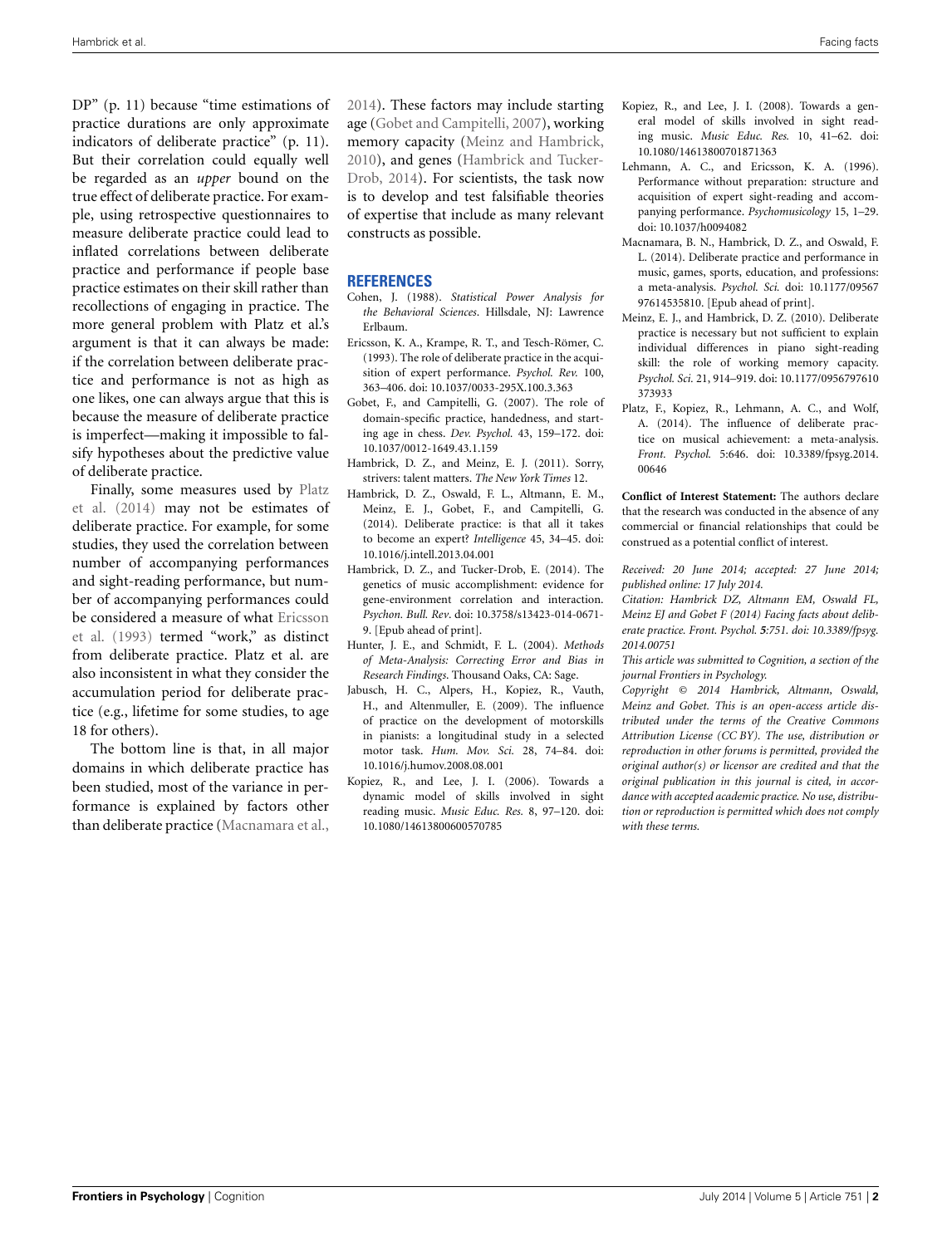DP" (p. 11) because "time estimations of practice durations are only approximate indicators of deliberate practice" (p. 11). But their correlation could equally well be regarded as an *upper* bound on the true effect of deliberate practice. For example, using retrospective questionnaires to measure deliberate practice could lead to inflated correlations between deliberate practice and performance if people base practice estimates on their skill rather than recollections of engaging in practice. The more general problem with Platz et al.'s argument is that it can always be made: if the correlation between deliberate practice and performance is not as high as one likes, one can always argue that this is because the measure of deliberate practice is imperfect—making it impossible to falsify hypotheses about the predictive value of deliberate practice.

Finally, some measures used by Platz et al. (2014) may not be estimates of deliberate practice. For example, for some studies, they used the correlation between number of accompanying performances and sight-reading performance, but number of accompanying performances could be considered a measure of what Ericsson et al. (1993) termed "work," as distinct from deliberate practice. Platz et al. are also inconsistent in what they consider the accumulation period for deliberate practice (e.g., lifetime for some studies, to age 18 for others).

The bottom line is that, in all major domains in which deliberate practice has been studied, most of the variance in performance is explained by factors other than deliberate practice (Macnamara et al., 2014). These factors may include starting age (Gobet and Campitelli, 2007), working memory capacity (Meinz and Hambrick, 2010), and genes (Hambrick and Tucker-Drob, 2014). For scientists, the task now is to develop and test falsifiable theories of expertise that include as many relevant constructs as possible.

## REFERENCES

Cohen, J. (1988). *Statistical Power Analysis for the Behavioral Sciences*. Hillsdale, NJ: Lawrence Erlbaum.

Ericsson, K. A., Krampe, R. T., and Tesch-Römer, C. (1993). The role of deliberate practice in the acquisition of expert performance. *Psychol. Rev.* 100, 363–406. doi: 10.1037/0033-295X.100.3.363

Gobet, F., and Campitelli, G. (2007). The role of domain-specific practice, handedness, and starting age in chess. *Dev. Psychol.* 43, 159–172. doi: 10.1037/0012-1649.43.1.159

Hambrick, D. Z., and Meinz, E. J. (2011). Sorry, strivers: talent matters. *The New York Times* 12.

Hambrick, D. Z., Oswald, F. L., Altmann, E. M., Meinz, E. J., Gobet, F., and Campitelli, G. (2014). Deliberate practice: is that all it takes to become an expert? *Intelligence* 45, 34–45. doi: 10.1016/j.intell.2013.04.001

Hambrick, D. Z., and Tucker-Drob, E. (2014). The genetics of music accomplishment: evidence for gene-environment correlation and interaction. *Psychon. Bull. Rev*. doi: 10.3758/s13423-014-0671-9. [Epub ahead of print].

Hunter, J. E., and Schmidt, F. L. (2004). *Methods of Meta-Analysis: Correcting Error and Bias in Research Findings*. Thousand Oaks, CA: Sage.

Jabusch, H. C., Alpers, H., Kopiez, R., Vauth, H., and Altenmuller, E. (2009). The influence of practice on the development of motorskills in pianists: a longitudinal study in a selected motor task. *Hum. Mov. Sci.* 28, 74–84. doi: 10.1016/j.humov.2008.08.001

Kopiez, R., and Lee, J. I. (2006). Towards a dynamic model of skills involved in sight reading music. *Music Educ. Res.* 8, 97–120. doi: 10.1080/14613800600570785

Kopiez, R., and Lee, J. I. (2008). Towards a general model of skills involved in sight reading music. *Music Educ. Res.* 10, 41–62. doi: 10.1080/14613800701871363

Lehmann, A. C., and Ericsson, K. A. (1996). Performance without preparation: structure and acquisition of expert sight-reading and accompanying performance. *Psychomusicology* 15, 1–29. doi: 10.1037/h0094082

Macnamara, B. N., Hambrick, D. Z., and Oswald, F. L. (2014). Deliberate practice and performance in music, games, sports, education, and professions: a meta-analysis. *Psychol. Sci.* doi: 10.1177/0956797614535810. [Epub ahead of print].

Meinz, E. J., and Hambrick, D. Z. (2010). Deliberate practice is necessary but not sufficient to explain individual differences in piano sight-reading skill: the role of working memory capacity. *Psychol. Sci.* 21, 914–919. doi: 10.1177/0956797610373933

Platz, F., Kopiez, R., Lehmann, A. C., and Wolf, A. (2014). The influence of deliberate practice on musical achievement: a meta-analysis. *Front. Psychol.* 5:646. doi: 10.3389/fpsyg.2014.00646

**Conflict of Interest Statement:** The authors declare that the research was conducted in the absence of any commercial or financial relationships that could be construed as a potential conflict of interest.

*Received: 20 June 2014; accepted: 27 June 2014; published online: 17 July 2014.*

*Citation: Hambrick DZ, Altmann EM, Oswald FL, Meinz EJ and Gobet F (2014) Facing facts about deliberate practice. Front. Psychol. **5**:751. doi: 10.3389/fpsyg.2014.00751*

*This article was submitted to Cognition, a section of the journal Frontiers in Psychology.*

*Copyright © 2014 Hambrick, Altmann, Oswald, Meinz and Gobet. This is an open-access article distributed under the terms of the Creative Commons Attribution License (CC BY). The use, distribution or reproduction in other forums is permitted, provided the original author(s) or licensor are credited and that the original publication in this journal is cited, in accordance with accepted academic practice. No use, distribution or reproduction is permitted which does not comply with these terms.*